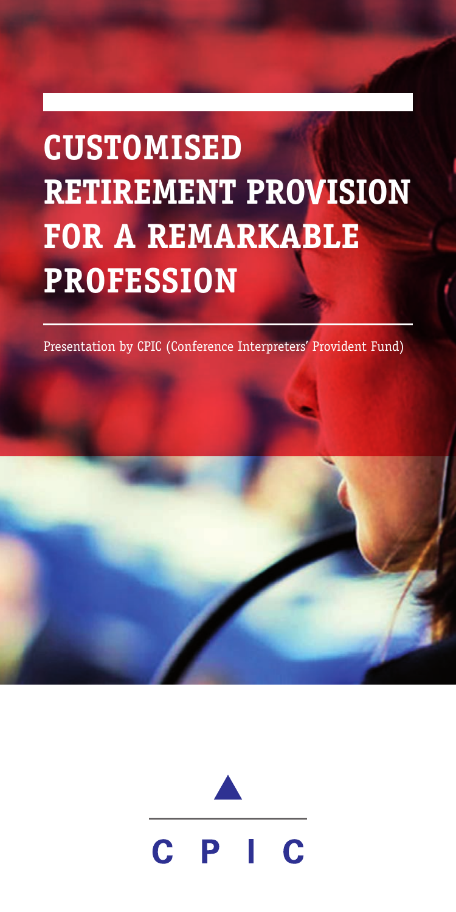# CUSTOMISED RETIREMENT PROVISION FOR A REMARKABLE PROFESSION

Presentation by CPIC (Conference Interpreters' Provident Fund)

CPIC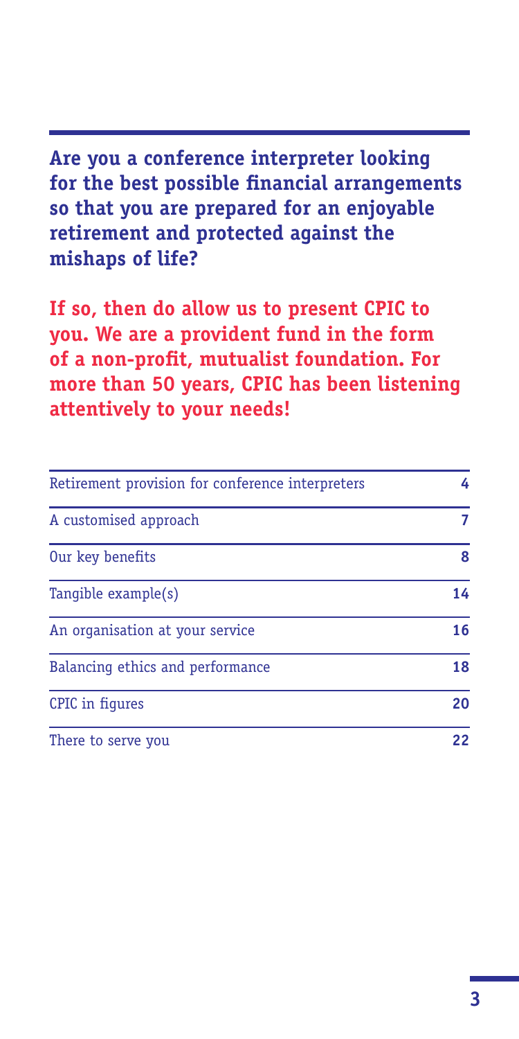**Are you a conference interpreter looking for the best possible financial arrangements so that you are prepared for an enjoyable retirement and protected against the mishaps of life?**

**If so, then do allow us to present CPIC to you. We are a provident fund in the form of a non-profit, mutualist foundation. For more than 50 years, CPIC has been listening attentively to your needs!**

| | |
|---|---|
| Retirement provision for conference interpreters | **4** |
| A customised approach | **7** |
| Our key benefits | **8** |
| Tangible example(s) | **14** |
| An organisation at your service | **16** |
| Balancing ethics and performance | **18** |
| CPIC in figures | **20** |
| There to serve you | **22** |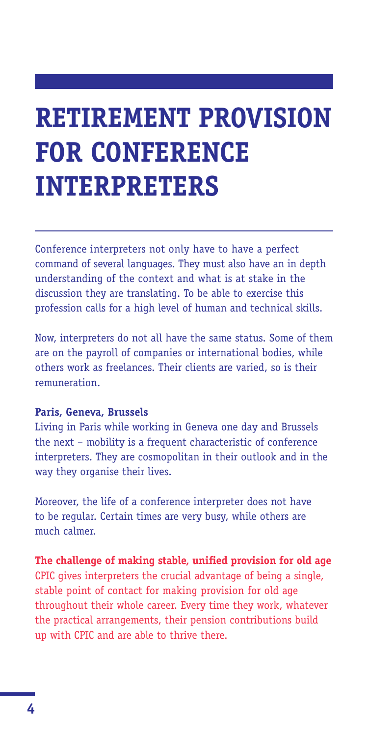# RETIREMENT PROVISION FOR CONFERENCE INTERPRETERS

Conference interpreters not only have to have a perfect command of several languages. They must also have an in depth understanding of the context and what is at stake in the discussion they are translating. To be able to exercise this profession calls for a high level of human and technical skills.

Now, interpreters do not all have the same status. Some of them are on the payroll of companies or international bodies, while others work as freelances. Their clients are varied, so is their remuneration.

**Paris, Geneva, Brussels**

Living in Paris while working in Geneva one day and Brussels the next – mobility is a frequent characteristic of conference interpreters. They are cosmopolitan in their outlook and in the way they organise their lives.

Moreover, the life of a conference interpreter does not have to be regular. Certain times are very busy, while others are much calmer.

**The challenge of making stable, unified provision for old age**

CPIC gives interpreters the crucial advantage of being a single, stable point of contact for making provision for old age throughout their whole career. Every time they work, whatever the practical arrangements, their pension contributions build up with CPIC and are able to thrive there.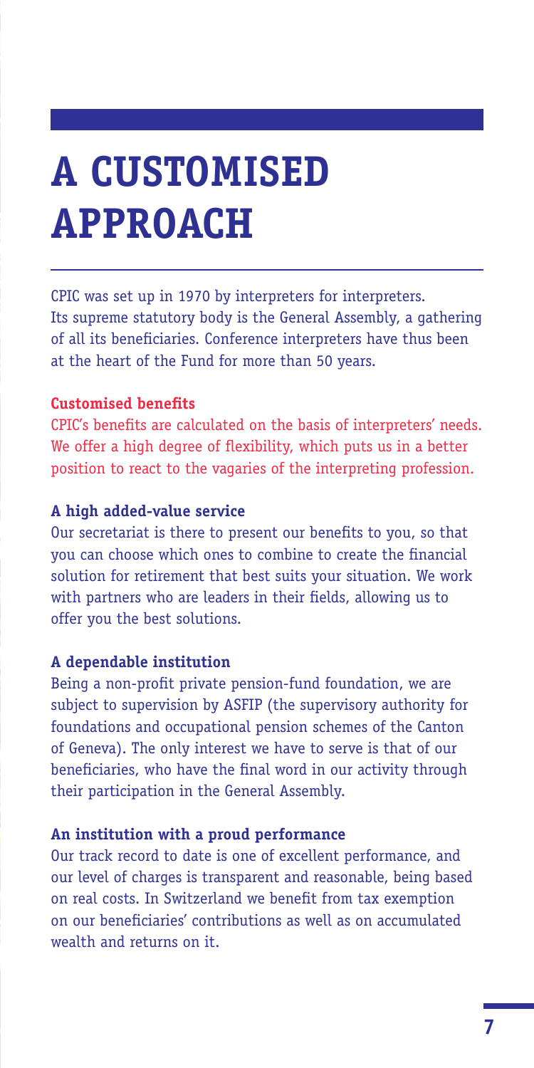# A CUSTOMISED APPROACH

CPIC was set up in 1970 by interpreters for interpreters. Its supreme statutory body is the General Assembly, a gathering of all its beneficiaries. Conference interpreters have thus been at the heart of the Fund for more than 50 years.

**Customised benefits**

CPIC's benefits are calculated on the basis of interpreters' needs. We offer a high degree of flexibility, which puts us in a better position to react to the vagaries of the interpreting profession.

**A high added-value service**

Our secretariat is there to present our benefits to you, so that you can choose which ones to combine to create the financial solution for retirement that best suits your situation. We work with partners who are leaders in their fields, allowing us to offer you the best solutions.

**A dependable institution**

Being a non-profit private pension-fund foundation, we are subject to supervision by ASFIP (the supervisory authority for foundations and occupational pension schemes of the Canton of Geneva). The only interest we have to serve is that of our beneficiaries, who have the final word in our activity through their participation in the General Assembly.

**An institution with a proud performance**

Our track record to date is one of excellent performance, and our level of charges is transparent and reasonable, being based on real costs. In Switzerland we benefit from tax exemption on our beneficiaries' contributions as well as on accumulated wealth and returns on it.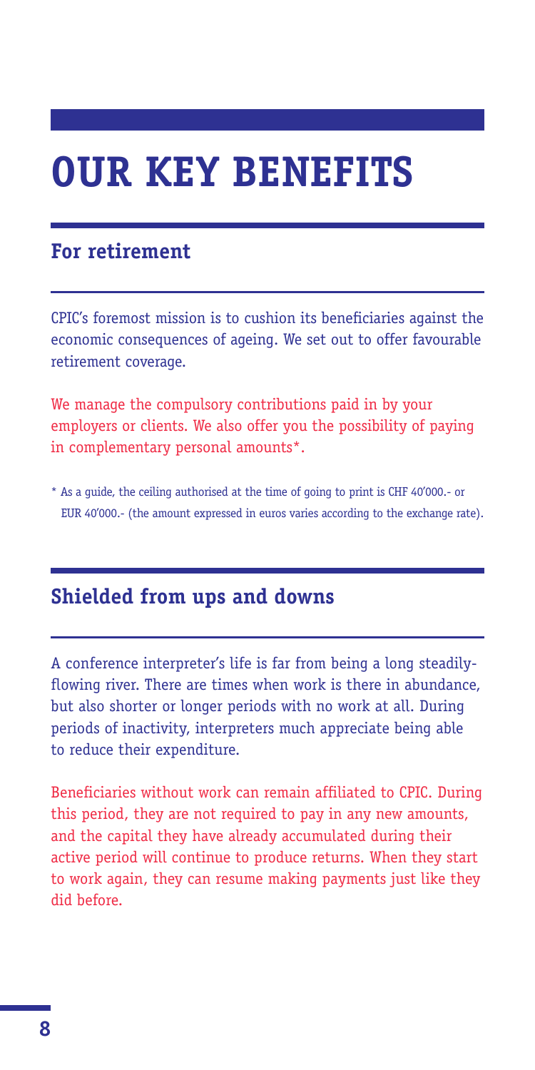# OUR KEY BENEFITS

## For retirement

CPIC's foremost mission is to cushion its beneficiaries against the economic consequences of ageing. We set out to offer favourable retirement coverage.

We manage the compulsory contributions paid in by your employers or clients. We also offer you the possibility of paying in complementary personal amounts*.

* As a guide, the ceiling authorised at the time of going to print is CHF 40'000.- or EUR 40'000.- (the amount expressed in euros varies according to the exchange rate).

## Shielded from ups and downs

A conference interpreter's life is far from being a long steadily-flowing river. There are times when work is there in abundance, but also shorter or longer periods with no work at all. During periods of inactivity, interpreters much appreciate being able to reduce their expenditure.

Beneficiaries without work can remain affiliated to CPIC. During this period, they are not required to pay in any new amounts, and the capital they have already accumulated during their active period will continue to produce returns. When they start to work again, they can resume making payments just like they did before.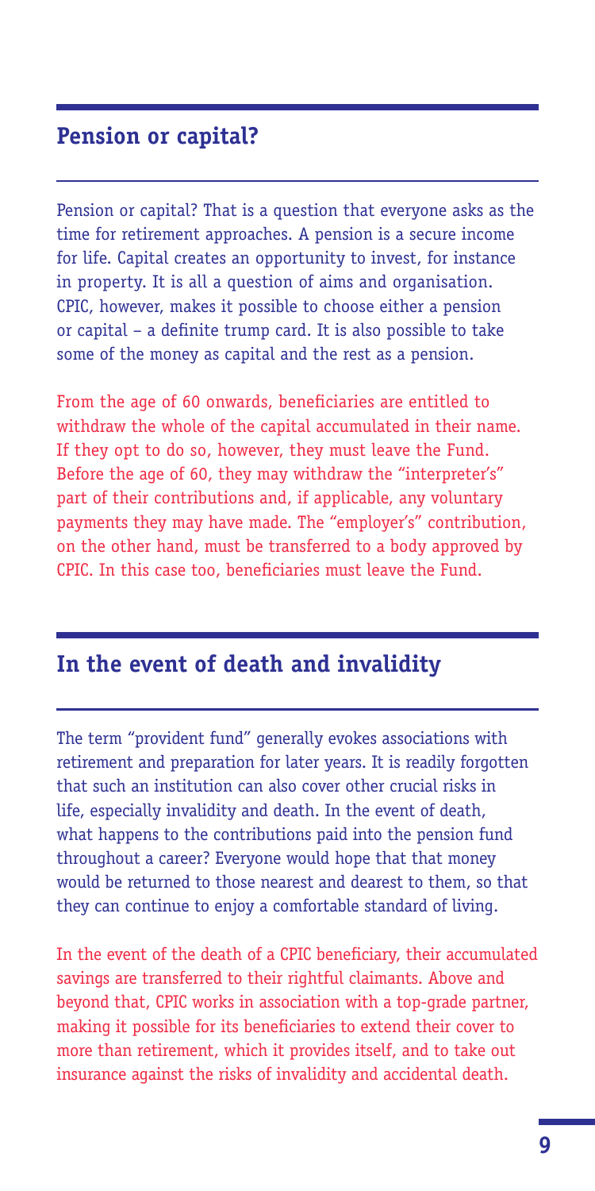## Pension or capital?

Pension or capital? That is a question that everyone asks as the time for retirement approaches. A pension is a secure income for life. Capital creates an opportunity to invest, for instance in property. It is all a question of aims and organisation. CPIC, however, makes it possible to choose either a pension or capital – a definite trump card. It is also possible to take some of the money as capital and the rest as a pension.

From the age of 60 onwards, beneficiaries are entitled to withdraw the whole of the capital accumulated in their name. If they opt to do so, however, they must leave the Fund. Before the age of 60, they may withdraw the "interpreter's" part of their contributions and, if applicable, any voluntary payments they may have made. The "employer's" contribution, on the other hand, must be transferred to a body approved by CPIC. In this case too, beneficiaries must leave the Fund.

## In the event of death and invalidity

The term "provident fund" generally evokes associations with retirement and preparation for later years. It is readily forgotten that such an institution can also cover other crucial risks in life, especially invalidity and death. In the event of death, what happens to the contributions paid into the pension fund throughout a career? Everyone would hope that that money would be returned to those nearest and dearest to them, so that they can continue to enjoy a comfortable standard of living.

In the event of the death of a CPIC beneficiary, their accumulated savings are transferred to their rightful claimants. Above and beyond that, CPIC works in association with a top-grade partner, making it possible for its beneficiaries to extend their cover to more than retirement, which it provides itself, and to take out insurance against the risks of invalidity and accidental death.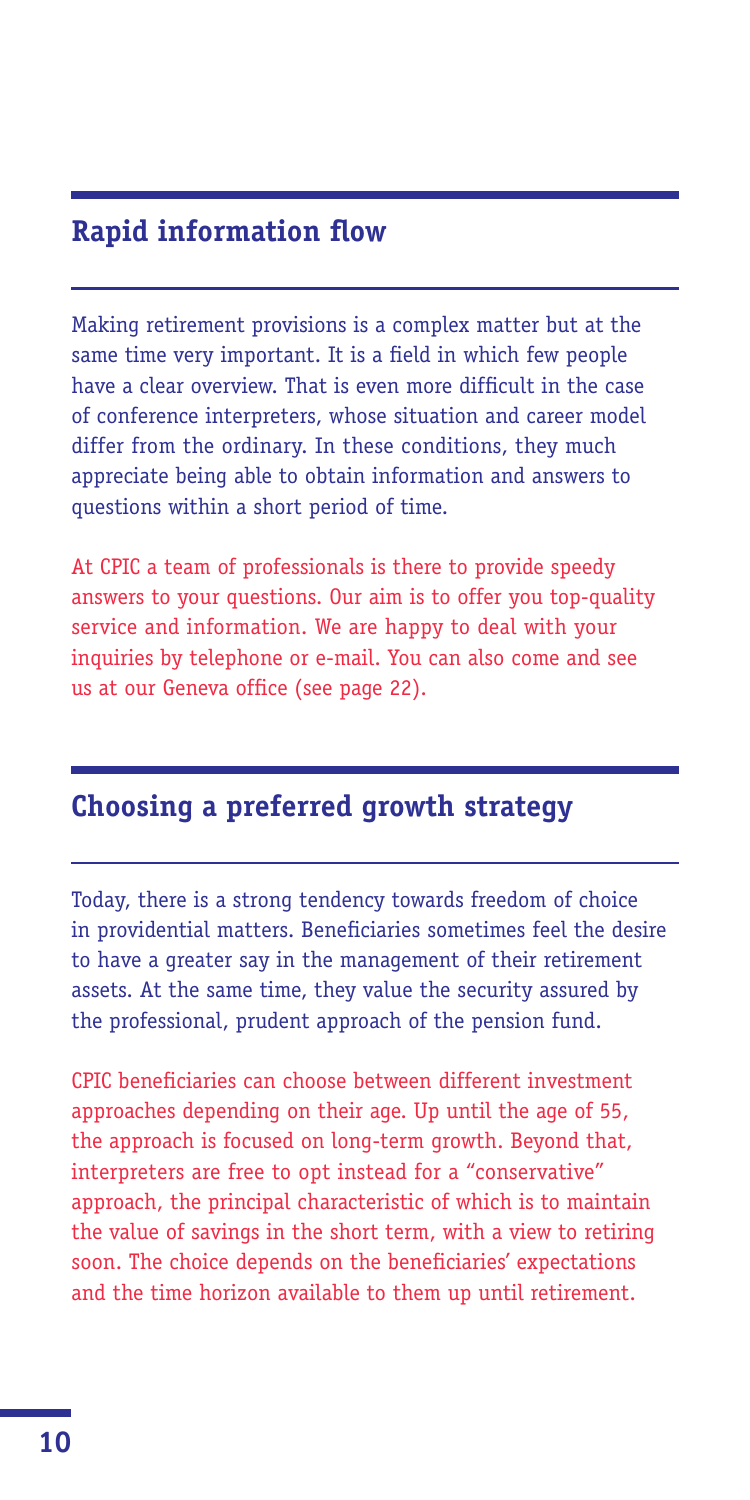## Rapid information flow

Making retirement provisions is a complex matter but at the same time very important. It is a field in which few people have a clear overview. That is even more difficult in the case of conference interpreters, whose situation and career model differ from the ordinary. In these conditions, they much appreciate being able to obtain information and answers to questions within a short period of time.

At CPIC a team of professionals is there to provide speedy answers to your questions. Our aim is to offer you top-quality service and information. We are happy to deal with your inquiries by telephone or e-mail. You can also come and see us at our Geneva office (see page 22).

## Choosing a preferred growth strategy

Today, there is a strong tendency towards freedom of choice in providential matters. Beneficiaries sometimes feel the desire to have a greater say in the management of their retirement assets. At the same time, they value the security assured by the professional, prudent approach of the pension fund.

CPIC beneficiaries can choose between different investment approaches depending on their age. Up until the age of 55, the approach is focused on long-term growth. Beyond that, interpreters are free to opt instead for a "conservative" approach, the principal characteristic of which is to maintain the value of savings in the short term, with a view to retiring soon. The choice depends on the beneficiaries' expectations and the time horizon available to them up until retirement.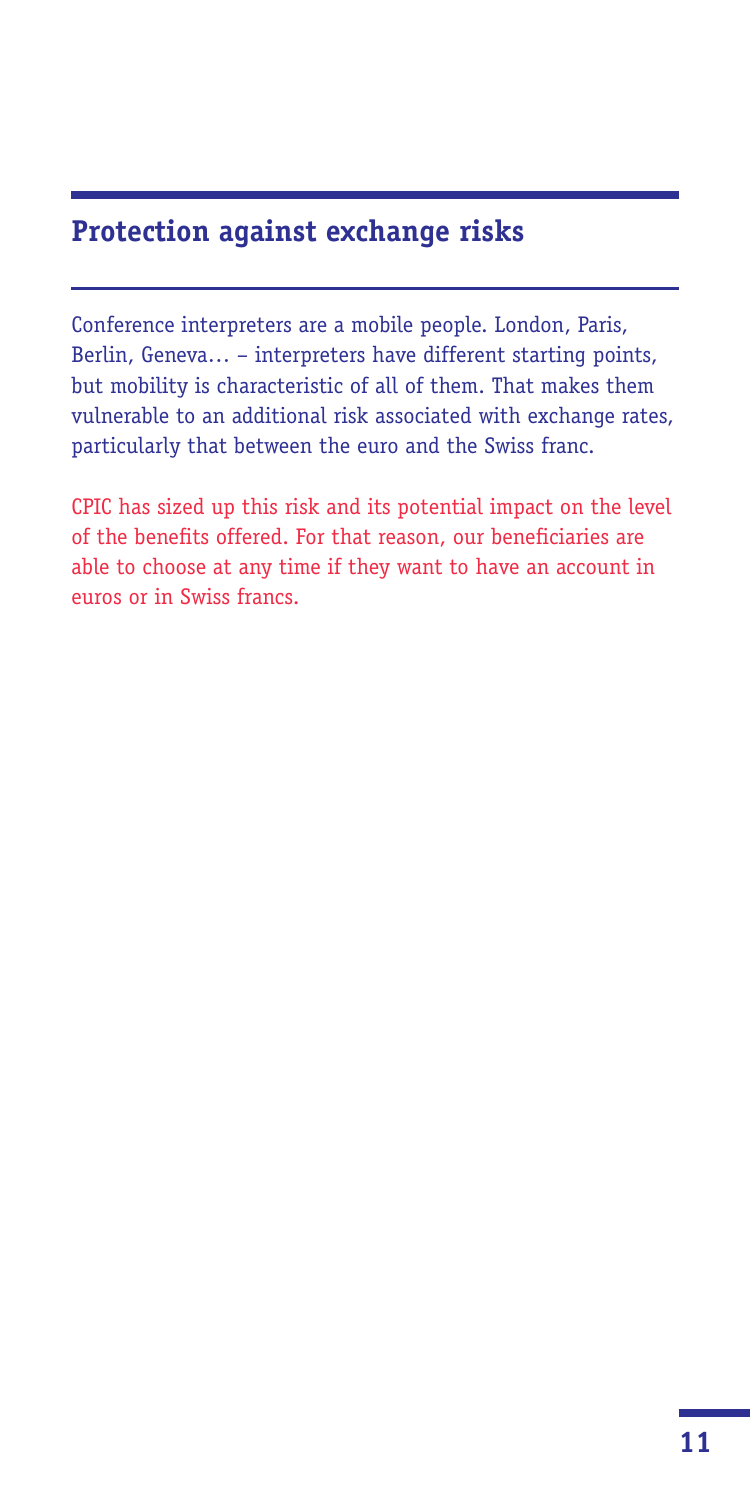## Protection against exchange risks

Conference interpreters are a mobile people. London, Paris, Berlin, Geneva… – interpreters have different starting points, but mobility is characteristic of all of them. That makes them vulnerable to an additional risk associated with exchange rates, particularly that between the euro and the Swiss franc.

CPIC has sized up this risk and its potential impact on the level of the benefits offered. For that reason, our beneficiaries are able to choose at any time if they want to have an account in euros or in Swiss francs.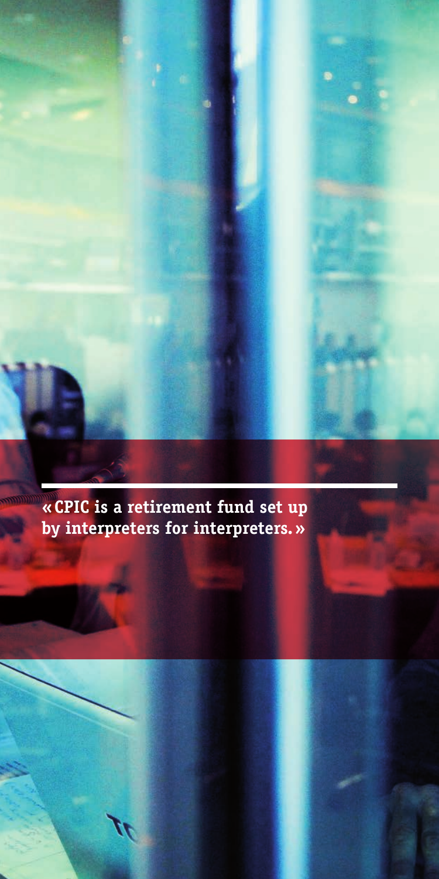**« CPIC is a retirement fund set up by interpreters for interpreters. »**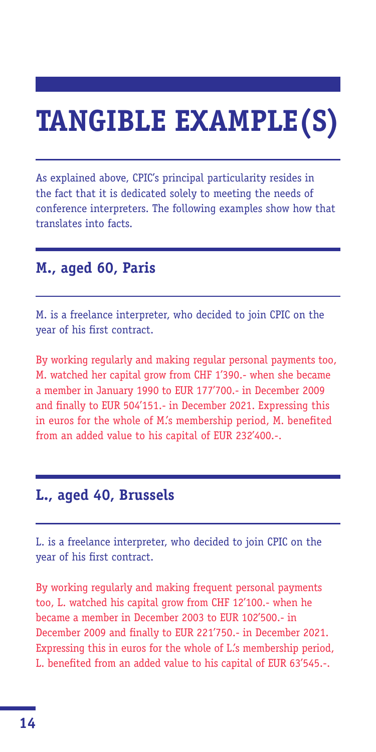# TANGIBLE EXAMPLE(S)

As explained above, CPIC's principal particularity resides in the fact that it is dedicated solely to meeting the needs of conference interpreters. The following examples show how that translates into facts.

## M., aged 60, Paris

M. is a freelance interpreter, who decided to join CPIC on the year of his first contract.

By working regularly and making regular personal payments too, M. watched her capital grow from CHF 1'390.- when she became a member in January 1990 to EUR 177'700.- in December 2009 and finally to EUR 504'151.- in December 2021. Expressing this in euros for the whole of M.'s membership period, M. benefited from an added value to his capital of EUR 232'400.-.

## L., aged 40, Brussels

L. is a freelance interpreter, who decided to join CPIC on the year of his first contract.

By working regularly and making frequent personal payments too, L. watched his capital grow from CHF 12'100.- when he became a member in December 2003 to EUR 102'500.- in December 2009 and finally to EUR 221'750.- in December 2021. Expressing this in euros for the whole of L.'s membership period, L. benefited from an added value to his capital of EUR 63'545.-.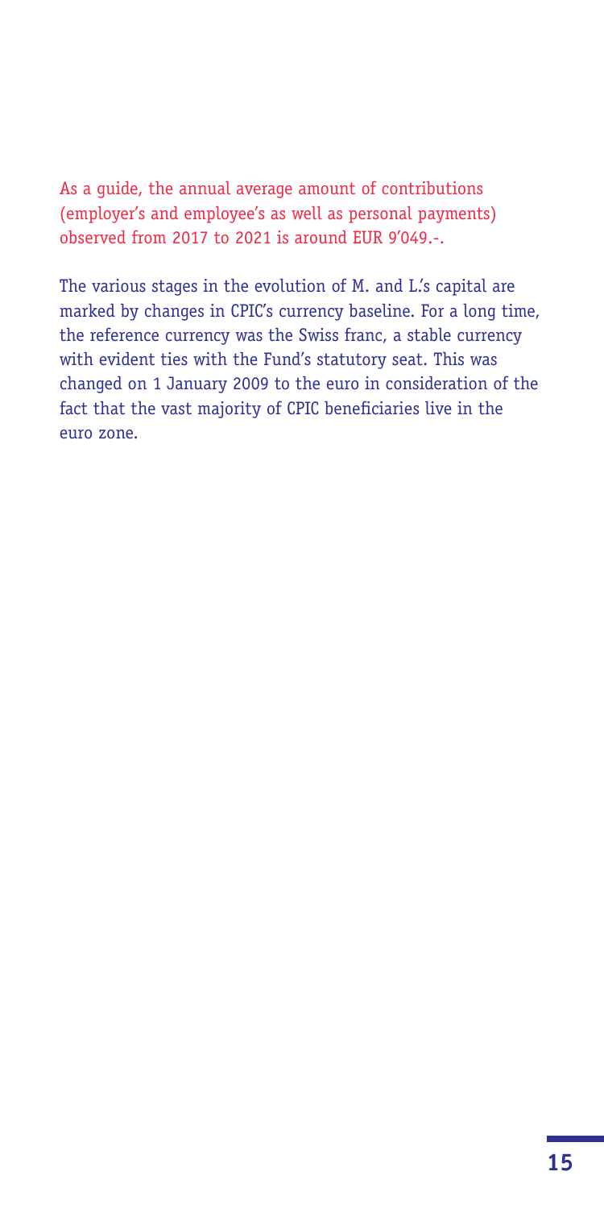As a guide, the annual average amount of contributions (employer's and employee's as well as personal payments) observed from 2017 to 2021 is around EUR 9'049.-.

The various stages in the evolution of M. and L.'s capital are marked by changes in CPIC's currency baseline. For a long time, the reference currency was the Swiss franc, a stable currency with evident ties with the Fund's statutory seat. This was changed on 1 January 2009 to the euro in consideration of the fact that the vast majority of CPIC beneficiaries live in the euro zone.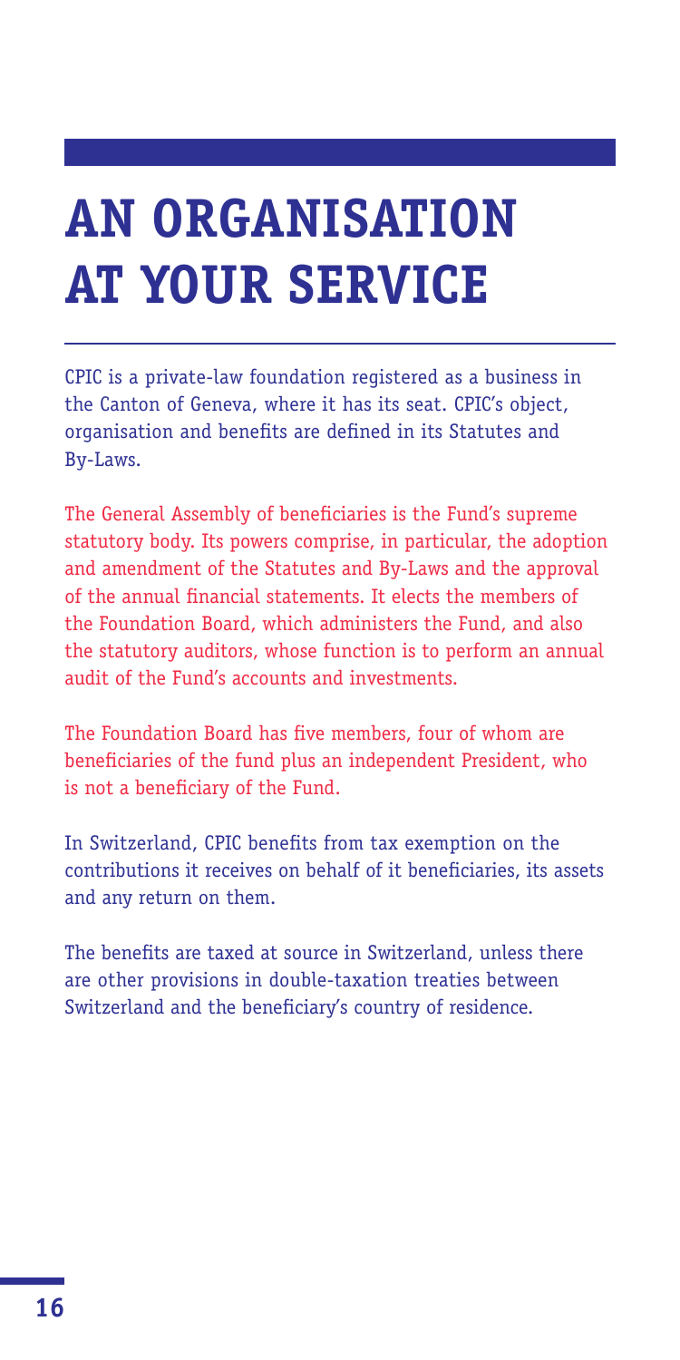# AN ORGANISATION AT YOUR SERVICE

CPIC is a private-law foundation registered as a business in the Canton of Geneva, where it has its seat. CPIC's object, organisation and benefits are defined in its Statutes and By-Laws.

The General Assembly of beneficiaries is the Fund's supreme statutory body. Its powers comprise, in particular, the adoption and amendment of the Statutes and By-Laws and the approval of the annual financial statements. It elects the members of the Foundation Board, which administers the Fund, and also the statutory auditors, whose function is to perform an annual audit of the Fund's accounts and investments.

The Foundation Board has five members, four of whom are beneficiaries of the fund plus an independent President, who is not a beneficiary of the Fund.

In Switzerland, CPIC benefits from tax exemption on the contributions it receives on behalf of it beneficiaries, its assets and any return on them.

The benefits are taxed at source in Switzerland, unless there are other provisions in double-taxation treaties between Switzerland and the beneficiary's country of residence.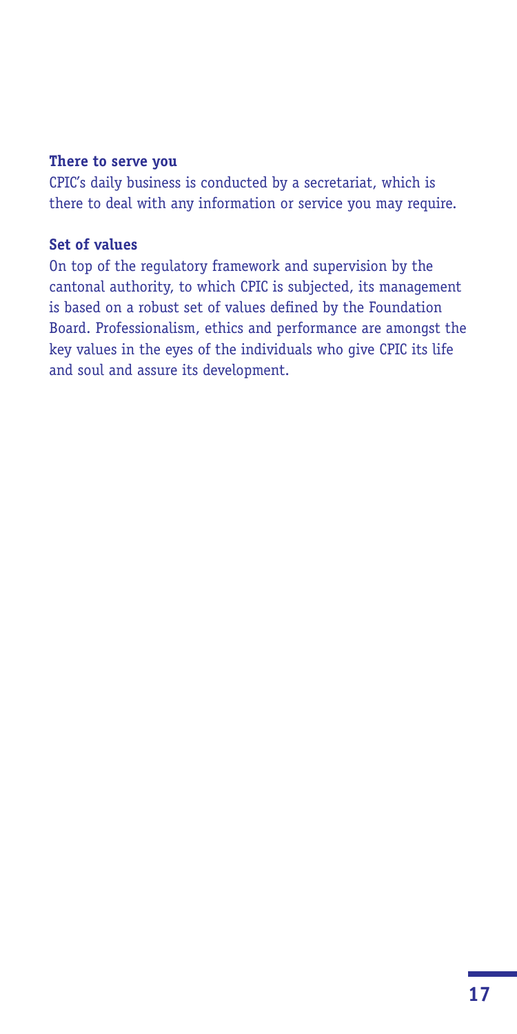**There to serve you**

CPIC's daily business is conducted by a secretariat, which is there to deal with any information or service you may require.

**Set of values**

On top of the regulatory framework and supervision by the cantonal authority, to which CPIC is subjected, its management is based on a robust set of values defined by the Foundation Board. Professionalism, ethics and performance are amongst the key values in the eyes of the individuals who give CPIC its life and soul and assure its development.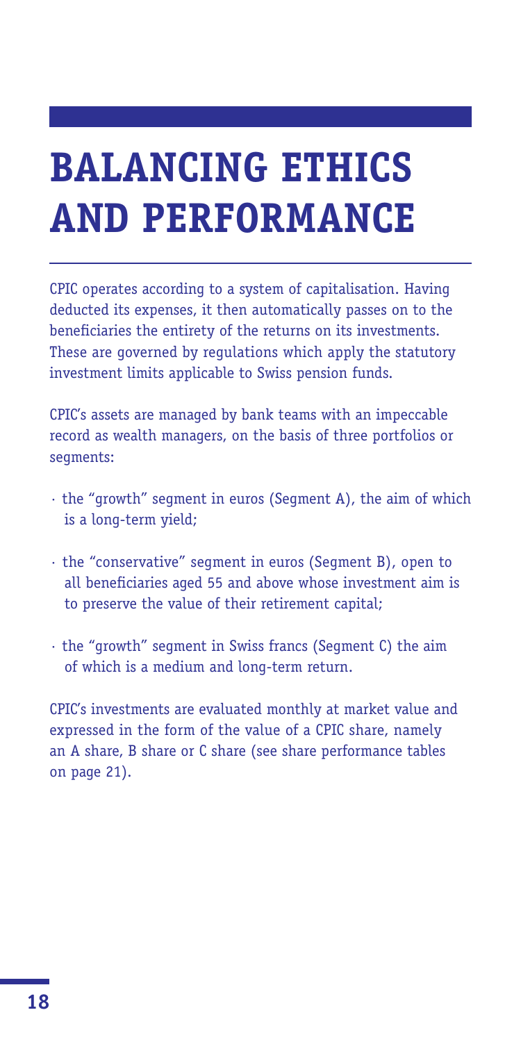# BALANCING ETHICS AND PERFORMANCE

CPIC operates according to a system of capitalisation. Having deducted its expenses, it then automatically passes on to the beneficiaries the entirety of the returns on its investments. These are governed by regulations which apply the statutory investment limits applicable to Swiss pension funds.

CPIC's assets are managed by bank teams with an impeccable record as wealth managers, on the basis of three portfolios or segments:

- the "growth" segment in euros (Segment A), the aim of which is a long-term yield;
- the "conservative" segment in euros (Segment B), open to all beneficiaries aged 55 and above whose investment aim is to preserve the value of their retirement capital;
- the "growth" segment in Swiss francs (Segment C) the aim of which is a medium and long-term return.

CPIC's investments are evaluated monthly at market value and expressed in the form of the value of a CPIC share, namely an A share, B share or C share (see share performance tables on page 21).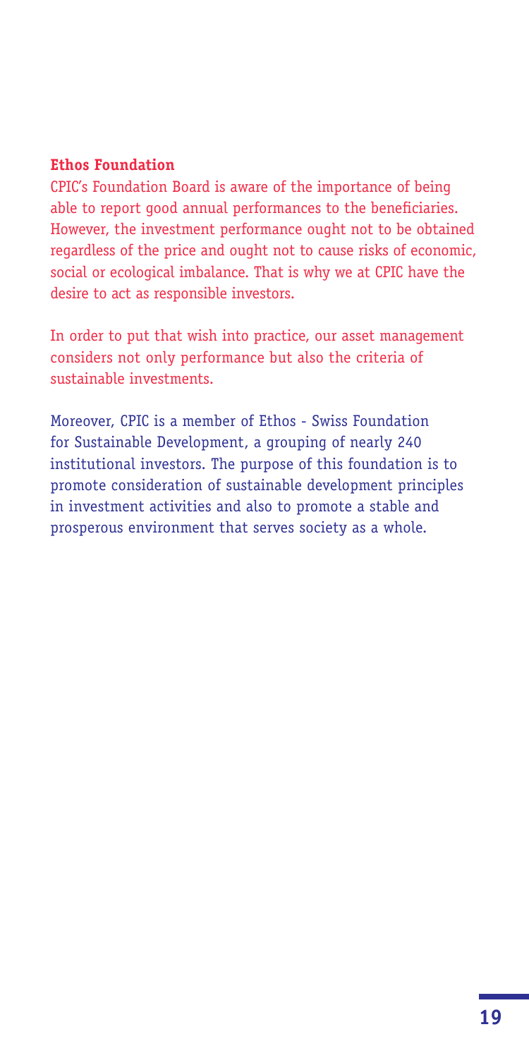## Ethos Foundation

CPIC's Foundation Board is aware of the importance of being able to report good annual performances to the beneficiaries. However, the investment performance ought not to be obtained regardless of the price and ought not to cause risks of economic, social or ecological imbalance. That is why we at CPIC have the desire to act as responsible investors.

In order to put that wish into practice, our asset management considers not only performance but also the criteria of sustainable investments.

Moreover, CPIC is a member of Ethos - Swiss Foundation for Sustainable Development, a grouping of nearly 240 institutional investors. The purpose of this foundation is to promote consideration of sustainable development principles in investment activities and also to promote a stable and prosperous environment that serves society as a whole.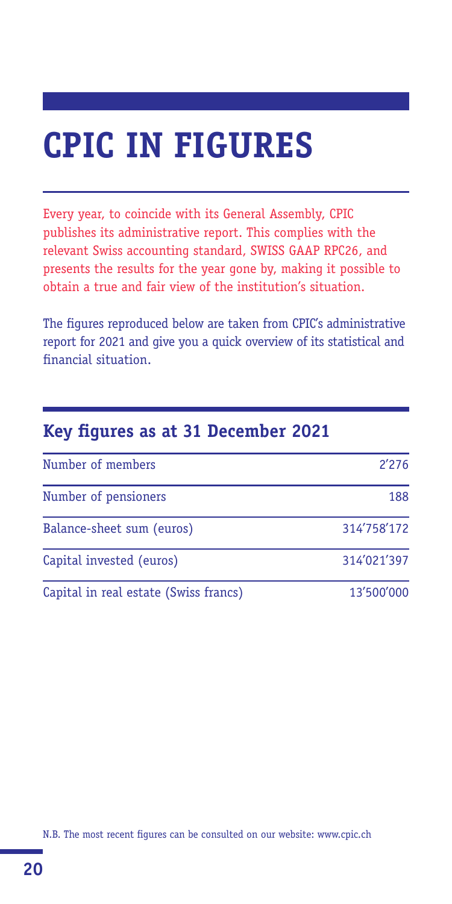# CPIC IN FIGURES

Every year, to coincide with its General Assembly, CPIC publishes its administrative report. This complies with the relevant Swiss accounting standard, SWISS GAAP RPC26, and presents the results for the year gone by, making it possible to obtain a true and fair view of the institution's situation.

The figures reproduced below are taken from CPIC's administrative report for 2021 and give you a quick overview of its statistical and financial situation.

## Key figures as at 31 December 2021

| | |
|---|---|
| Number of members | 2'276 |
| Number of pensioners | 188 |
| Balance-sheet sum (euros) | 314'758'172 |
| Capital invested (euros) | 314'021'397 |
| Capital in real estate (Swiss francs) | 13'500'000 |

N.B. The most recent figures can be consulted on our website: www.cpic.ch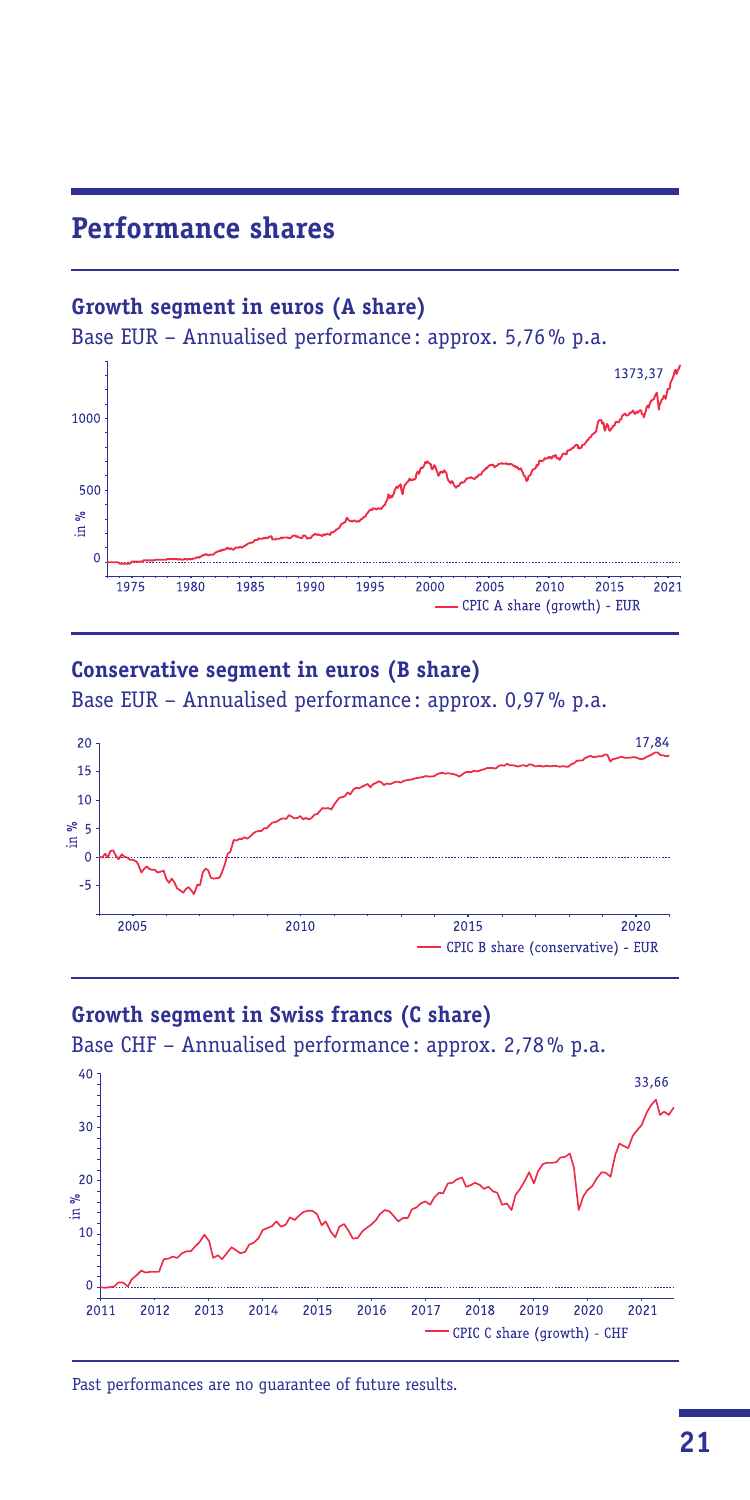## Performance shares

### Growth segment in euros (A share)

Base EUR – Annualised performance: approx. 5,76 % p.a.

### Conservative segment in euros (B share)

Base EUR – Annualised performance: approx. 0,97 % p.a.

### Growth segment in Swiss francs (C share)

Base CHF – Annualised performance: approx. 2,78 % p.a.

Past performances are no guarantee of future results.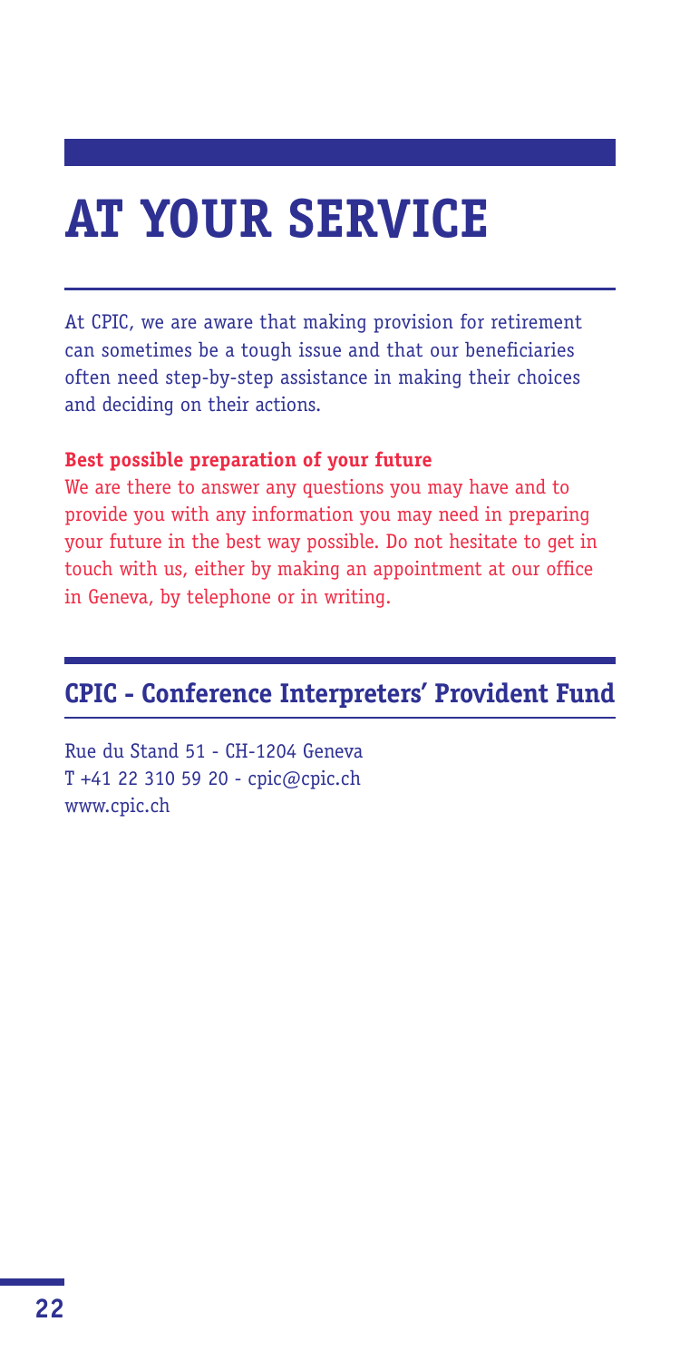# AT YOUR SERVICE

At CPIC, we are aware that making provision for retirement can sometimes be a tough issue and that our beneficiaries often need step-by-step assistance in making their choices and deciding on their actions.

**Best possible preparation of your future**

We are there to answer any questions you may have and to provide you with any information you may need in preparing your future in the best way possible. Do not hesitate to get in touch with us, either by making an appointment at our office in Geneva, by telephone or in writing.

## CPIC - Conference Interpreters' Provident Fund

Rue du Stand 51 - CH-1204 Geneva
T +41 22 310 59 20 - cpic@cpic.ch
www.cpic.ch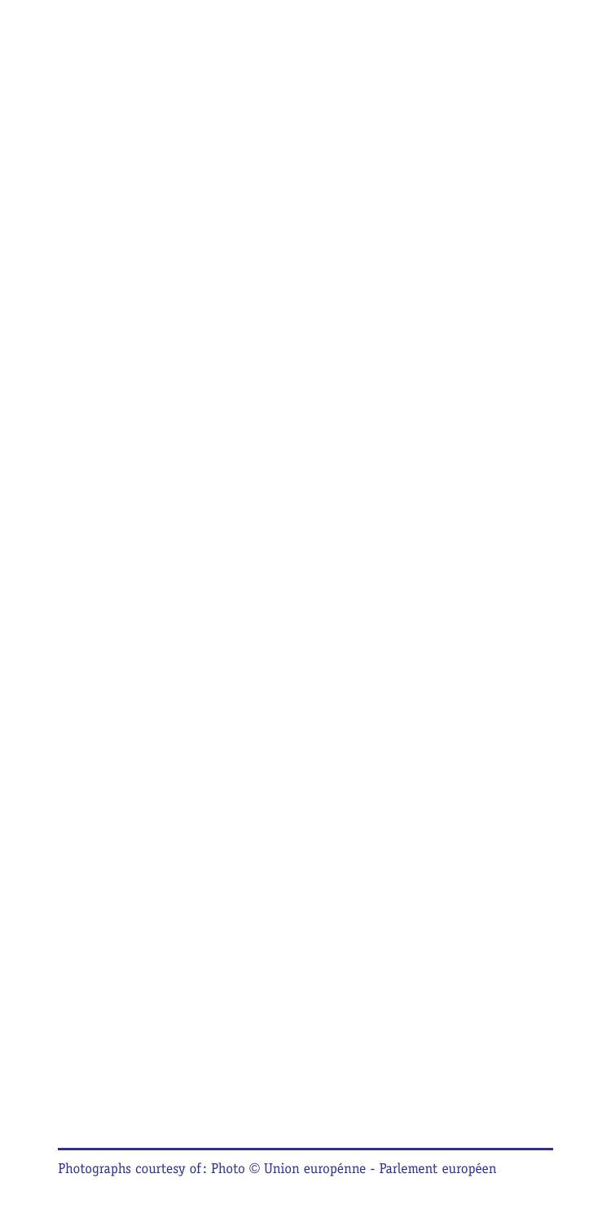Photographs courtesy of: Photo © Union europénne - Parlement européen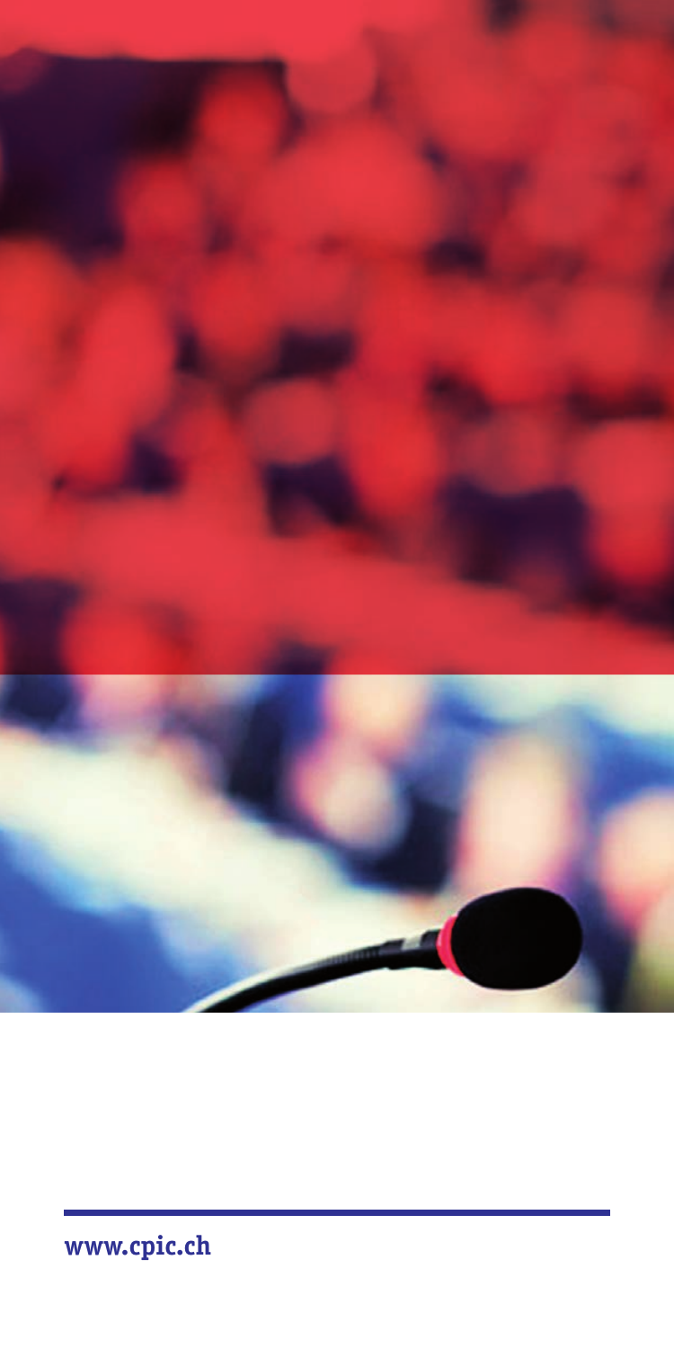www.cpic.ch